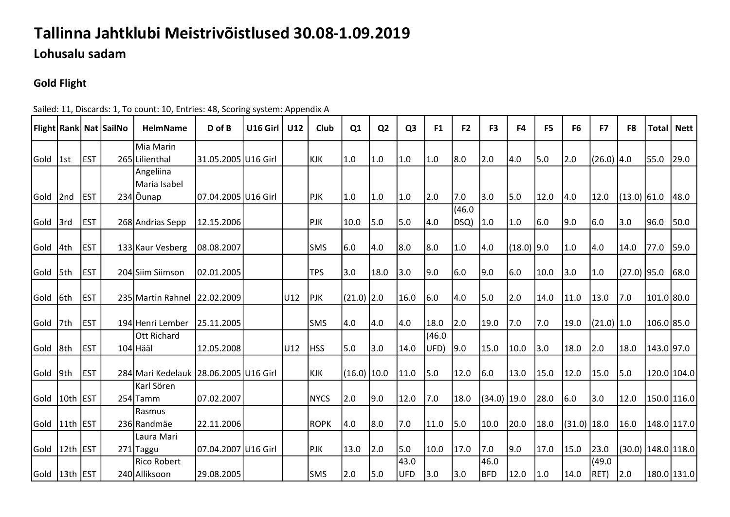# Tallinna Jahtklubi Meistrivõistlused 30.08-1.09.2019

## Lohusalu sadam

### Gold Flight

Sailed: 11, Discards: 1, To count: 10, Entries: 48, Scoring system: Appendix A

| Flight | Rank | Nat | SailNo | HelmName | D of B | U16 Girl | U12 | Club | Q1 | Q2 | Q3 | F1 | F2 | F3 | F4 | F5 | F6 | F7 | F8 | Total | Nett |
|---|---|---|---|---|---|---|---|---|---|---|---|---|---|---|---|---|---|---|---|---|---|
| Gold | 1st | EST | 265 | Mia Marin Lilienthal | 31.05.2005 | U16 Girl | | KJK | 1.0 | 1.0 | 1.0 | 1.0 | 8.0 | 2.0 | 4.0 | 5.0 | 2.0 | (26.0) | 4.0 | 55.0 | 29.0 |
| Gold | 2nd | EST | 234 | Angeliina Maria Isabel Õunap | 07.04.2005 | U16 Girl | | PJK | 1.0 | 1.0 | 1.0 | 2.0 | 7.0 | 3.0 | 5.0 | 12.0 | 4.0 | 12.0 | (13.0) | 61.0 | 48.0 |
| Gold | 3rd | EST | 268 | Andrias Sepp | 12.15.2006 | | | PJK | 10.0 | 5.0 | 5.0 | 4.0 | (46.0 DSQ) | 1.0 | 1.0 | 6.0 | 9.0 | 6.0 | 3.0 | 96.0 | 50.0 |
| Gold | 4th | EST | 133 | Kaur Vesberg | 08.08.2007 | | | SMS | 6.0 | 4.0 | 8.0 | 8.0 | 1.0 | 4.0 | (18.0) | 9.0 | 1.0 | 4.0 | 14.0 | 77.0 | 59.0 |
| Gold | 5th | EST | 204 | Siim Siimson | 02.01.2005 | | | TPS | 3.0 | 18.0 | 3.0 | 9.0 | 6.0 | 9.0 | 6.0 | 10.0 | 3.0 | 1.0 | (27.0) | 95.0 | 68.0 |
| Gold | 6th | EST | 235 | Martin Rahnel | 22.02.2009 | | U12 | PJK | (21.0) | 2.0 | 16.0 | 6.0 | 4.0 | 5.0 | 2.0 | 14.0 | 11.0 | 13.0 | 7.0 | 101.0 | 80.0 |
| Gold | 7th | EST | 194 | Henri Lember | 25.11.2005 | | | SMS | 4.0 | 4.0 | 4.0 | 18.0 | 2.0 | 19.0 | 7.0 | 7.0 | 19.0 | (21.0) | 1.0 | 106.0 | 85.0 |
| Gold | 8th | EST | 104 | Ott Richard Hääl | 12.05.2008 | | U12 | HSS | 5.0 | 3.0 | 14.0 | (46.0 UFD) | 9.0 | 15.0 | 10.0 | 3.0 | 18.0 | 2.0 | 18.0 | 143.0 | 97.0 |
| Gold | 9th | EST | 284 | Mari Kedelauk | 28.06.2005 | U16 Girl | | KJK | (16.0) | 10.0 | 11.0 | 5.0 | 12.0 | 6.0 | 13.0 | 15.0 | 12.0 | 15.0 | 5.0 | 120.0 | 104.0 |
| Gold | 10th | EST | 254 | Karl Sören Tamm | 07.02.2007 | | | NYCS | 2.0 | 9.0 | 12.0 | 7.0 | 18.0 | (34.0) | 19.0 | 28.0 | 6.0 | 3.0 | 12.0 | 150.0 | 116.0 |
| Gold | 11th | EST | 236 | Rasmus Randmäe | 22.11.2006 | | | ROPK | 4.0 | 8.0 | 7.0 | 11.0 | 5.0 | 10.0 | 20.0 | 18.0 | (31.0) | 18.0 | 16.0 | 148.0 | 117.0 |
| Gold | 12th | EST | 271 | Laura Mari Taggu | 07.04.2007 | U16 Girl | | PJK | 13.0 | 2.0 | 5.0 | 10.0 | 17.0 | 7.0 | 9.0 | 17.0 | 15.0 | 23.0 | (30.0) | 148.0 | 118.0 |
| Gold | 13th | EST | 240 | Rico Robert Alliksoon | 29.08.2005 | | | SMS | 2.0 | 5.0 | 43.0 UFD | 3.0 | 3.0 | 46.0 BFD | 12.0 | 1.0 | 14.0 | (49.0 RET) | 2.0 | 180.0 | 131.0 |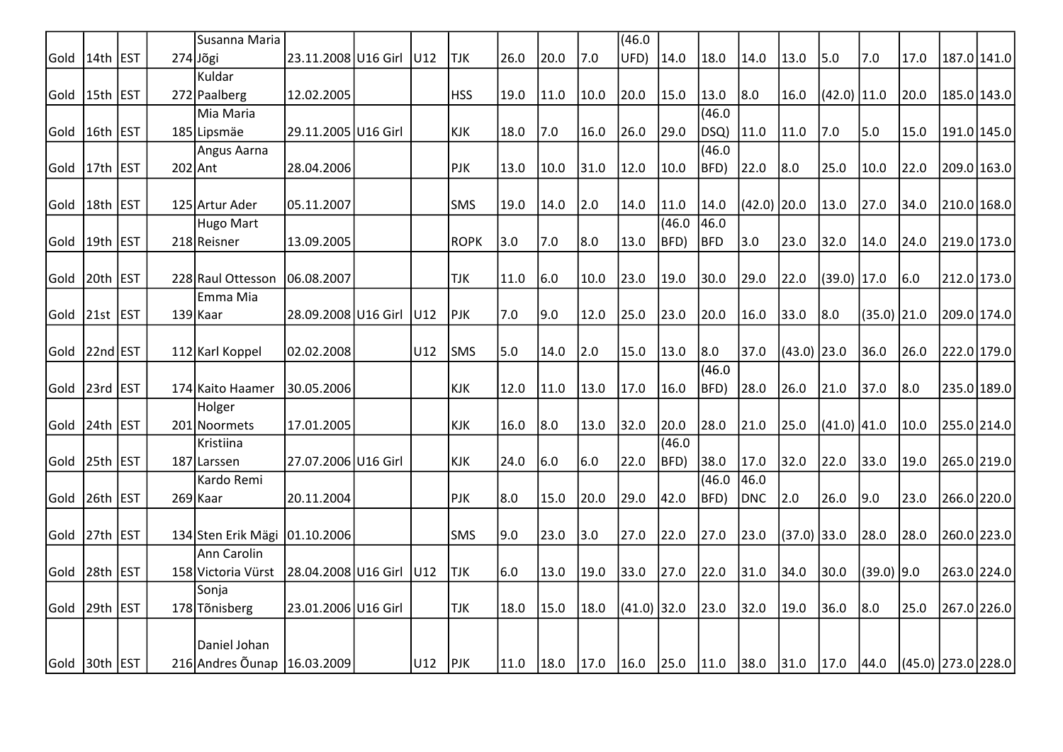| Gold | 14th | EST | 274 | Susanna Maria Jõgi | 23.11.2008 | U16 Girl | U12 | TJK | 26.0 | 20.0 | 7.0 | (46.0 UFD) | 14.0 | 18.0 | 14.0 | 13.0 | 5.0 | 7.0 | 17.0 | 187.0 | 141.0 |
|---|---|---|---|---|---|---|---|---|---|---|---|---|---|---|---|---|---|---|---|---|---|
| Gold | 15th | EST | 272 | Kuldar Paalberg | 12.02.2005 | | | HSS | 19.0 | 11.0 | 10.0 | 20.0 | 15.0 | 13.0 | 8.0 | 16.0 | (42.0) | 11.0 | 20.0 | 185.0 | 143.0 |
| Gold | 16th | EST | 185 | Mia Maria Lipsmäe | 29.11.2005 | U16 Girl | | KJK | 18.0 | 7.0 | 16.0 | 26.0 | 29.0 | (46.0 DSQ) | 11.0 | 11.0 | 7.0 | 5.0 | 15.0 | 191.0 | 145.0 |
| Gold | 17th | EST | 202 | Angus Aarna Ant | 28.04.2006 | | | PJK | 13.0 | 10.0 | 31.0 | 12.0 | 10.0 | (46.0 BFD) | 22.0 | 8.0 | 25.0 | 10.0 | 22.0 | 209.0 | 163.0 |
| Gold | 18th | EST | 125 | Artur Ader | 05.11.2007 | | | SMS | 19.0 | 14.0 | 2.0 | 14.0 | 11.0 | 14.0 | (42.0) | 20.0 | 13.0 | 27.0 | 34.0 | 210.0 | 168.0 |
| Gold | 19th | EST | 218 | Hugo Mart Reisner | 13.09.2005 | | | ROPK | 3.0 | 7.0 | 8.0 | 13.0 | (46.0 BFD) | 46.0 BFD | 3.0 | 23.0 | 32.0 | 14.0 | 24.0 | 219.0 | 173.0 |
| Gold | 20th | EST | 228 | Raul Ottesson | 06.08.2007 | | | TJK | 11.0 | 6.0 | 10.0 | 23.0 | 19.0 | 30.0 | 29.0 | 22.0 | (39.0) | 17.0 | 6.0 | 212.0 | 173.0 |
| Gold | 21st | EST | 139 | Emma Mia Kaar | 28.09.2008 | U16 Girl | U12 | PJK | 7.0 | 9.0 | 12.0 | 25.0 | 23.0 | 20.0 | 16.0 | 33.0 | 8.0 | (35.0) | 21.0 | 209.0 | 174.0 |
| Gold | 22nd | EST | 112 | Karl Koppel | 02.02.2008 | | U12 | SMS | 5.0 | 14.0 | 2.0 | 15.0 | 13.0 | 8.0 | 37.0 | (43.0) | 23.0 | 36.0 | 26.0 | 222.0 | 179.0 |
| Gold | 23rd | EST | 174 | Kaito Haamer | 30.05.2006 | | | KJK | 12.0 | 11.0 | 13.0 | 17.0 | 16.0 | (46.0 BFD) | 28.0 | 26.0 | 21.0 | 37.0 | 8.0 | 235.0 | 189.0 |
| Gold | 24th | EST | 201 | Holger Noormets | 17.01.2005 | | | KJK | 16.0 | 8.0 | 13.0 | 32.0 | 20.0 | 28.0 | 21.0 | 25.0 | (41.0) | 41.0 | 10.0 | 255.0 | 214.0 |
| Gold | 25th | EST | 187 | Kristiina Larssen | 27.07.2006 | U16 Girl | | KJK | 24.0 | 6.0 | 6.0 | 22.0 | (46.0 BFD) | 38.0 | 17.0 | 32.0 | 22.0 | 33.0 | 19.0 | 265.0 | 219.0 |
| Gold | 26th | EST | 269 | Kardo Remi Kaar | 20.11.2004 | | | PJK | 8.0 | 15.0 | 20.0 | 29.0 | 42.0 | (46.0 BFD) | 46.0 DNC | 2.0 | 26.0 | 9.0 | 23.0 | 266.0 | 220.0 |
| Gold | 27th | EST | 134 | Sten Erik Mägi | 01.10.2006 | | | SMS | 9.0 | 23.0 | 3.0 | 27.0 | 22.0 | 27.0 | 23.0 | (37.0) | 33.0 | 28.0 | 28.0 | 260.0 | 223.0 |
| Gold | 28th | EST | 158 | Ann Carolin Victoria Vürst | 28.04.2008 | U16 Girl | U12 | TJK | 6.0 | 13.0 | 19.0 | 33.0 | 27.0 | 22.0 | 31.0 | 34.0 | 30.0 | (39.0) | 9.0 | 263.0 | 224.0 |
| Gold | 29th | EST | 178 | Sonja Tõnisberg | 23.01.2006 | U16 Girl | | TJK | 18.0 | 15.0 | 18.0 | (41.0) | 32.0 | 23.0 | 32.0 | 19.0 | 36.0 | 8.0 | 25.0 | 267.0 | 226.0 |
| Gold | 30th | EST | 216 | Daniel Johan Andres Õunap | 16.03.2009 | | U12 | PJK | 11.0 | 18.0 | 17.0 | 16.0 | 25.0 | 11.0 | 38.0 | 31.0 | 17.0 | 44.0 | (45.0) | 273.0 | 228.0 |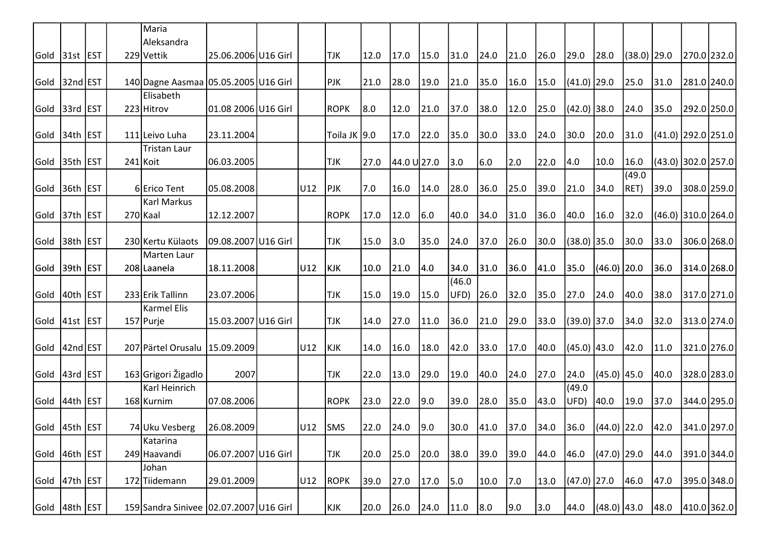| | | | | | | | | | | | | | | | | | | | | | | |
|---|---|---|---|---|---|---|---|---|---|---|---|---|---|---|---|---|---|---|---|---|---|---|
| Gold | 31st | EST | 229 | Maria Aleksandra Vettik | 25.06.2006 | U16 Girl | | TJK | 12.0 | 17.0 | 15.0 | 31.0 | 24.0 | 21.0 | 26.0 | 29.0 | 28.0 | (38.0) | 29.0 | 270.0 | 232.0 |
| Gold | 32nd | EST | 140 | Dagne Aasmaa | 05.05.2005 | U16 Girl | | PJK | 21.0 | 28.0 | 19.0 | 21.0 | 35.0 | 16.0 | 15.0 | (41.0) | 29.0 | 25.0 | 31.0 | 281.0 | 240.0 |
| Gold | 33rd | EST | 223 | Elisabeth Hitrov | 01.08 2006 | U16 Girl | | ROPK | 8.0 | 12.0 | 21.0 | 37.0 | 38.0 | 12.0 | 25.0 | (42.0) | 38.0 | 24.0 | 35.0 | 292.0 | 250.0 |
| Gold | 34th | EST | 111 | Leivo Luha | 23.11.2004 | | | Toila JK | 9.0 | 17.0 | 22.0 | 35.0 | 30.0 | 33.0 | 24.0 | 30.0 | 20.0 | 31.0 | (41.0) | 292.0 | 251.0 |
| Gold | 35th | EST | 241 | Tristan Laur Koit | 06.03.2005 | | | TJK | 27.0 | 44.0 U | 27.0 | 3.0 | 6.0 | 2.0 | 22.0 | 4.0 | 10.0 | 16.0 | (43.0) | 302.0 | 257.0 |
| Gold | 36th | EST | 6 | Erico Tent | 05.08.2008 | | U12 | PJK | 7.0 | 16.0 | 14.0 | 28.0 | 36.0 | 25.0 | 39.0 | 21.0 | 34.0 | (49.0 RET) | 39.0 | 308.0 | 259.0 |
| Gold | 37th | EST | 270 | Karl Markus Kaal | 12.12.2007 | | | ROPK | 17.0 | 12.0 | 6.0 | 40.0 | 34.0 | 31.0 | 36.0 | 40.0 | 16.0 | 32.0 | (46.0) | 310.0 | 264.0 |
| Gold | 38th | EST | 230 | Kertu Külaots | 09.08.2007 | U16 Girl | | TJK | 15.0 | 3.0 | 35.0 | 24.0 | 37.0 | 26.0 | 30.0 | (38.0) | 35.0 | 30.0 | 33.0 | 306.0 | 268.0 |
| Gold | 39th | EST | 208 | Marten Laur Laanela | 18.11.2008 | | U12 | KJK | 10.0 | 21.0 | 4.0 | 34.0 | 31.0 | 36.0 | 41.0 | 35.0 | (46.0) | 20.0 | 36.0 | 314.0 | 268.0 |
| Gold | 40th | EST | 233 | Erik Tallinn | 23.07.2006 | | | TJK | 15.0 | 19.0 | 15.0 | (46.0 UFD) | 26.0 | 32.0 | 35.0 | 27.0 | 24.0 | 40.0 | 38.0 | 317.0 | 271.0 |
| Gold | 41st | EST | 157 | Karmel Elis Purje | 15.03.2007 | U16 Girl | | TJK | 14.0 | 27.0 | 11.0 | 36.0 | 21.0 | 29.0 | 33.0 | (39.0) | 37.0 | 34.0 | 32.0 | 313.0 | 274.0 |
| Gold | 42nd | EST | 207 | Pärtel Orusalu | 15.09.2009 | | U12 | KJK | 14.0 | 16.0 | 18.0 | 42.0 | 33.0 | 17.0 | 40.0 | (45.0) | 43.0 | 42.0 | 11.0 | 321.0 | 276.0 |
| Gold | 43rd | EST | 163 | Grigori Žigadlo | 2007 | | | TJK | 22.0 | 13.0 | 29.0 | 19.0 | 40.0 | 24.0 | 27.0 | 24.0 | (45.0) | 45.0 | 40.0 | 328.0 | 283.0 |
| Gold | 44th | EST | 168 | Karl Heinrich Kurnim | 07.08.2006 | | | ROPK | 23.0 | 22.0 | 9.0 | 39.0 | 28.0 | 35.0 | 43.0 | (49.0 UFD) | 40.0 | 19.0 | 37.0 | 344.0 | 295.0 |
| Gold | 45th | EST | 74 | Uku Vesberg | 26.08.2009 | | U12 | SMS | 22.0 | 24.0 | 9.0 | 30.0 | 41.0 | 37.0 | 34.0 | 36.0 | (44.0) | 22.0 | 42.0 | 341.0 | 297.0 |
| Gold | 46th | EST | 249 | Katarina Haavandi | 06.07.2007 | U16 Girl | | TJK | 20.0 | 25.0 | 20.0 | 38.0 | 39.0 | 39.0 | 44.0 | 46.0 | (47.0) | 29.0 | 44.0 | 391.0 | 344.0 |
| Gold | 47th | EST | 172 | Johan Tiidemann | 29.01.2009 | | U12 | ROPK | 39.0 | 27.0 | 17.0 | 5.0 | 10.0 | 7.0 | 13.0 | (47.0) | 27.0 | 46.0 | 47.0 | 395.0 | 348.0 |
| Gold | 48th | EST | 159 | Sandra Sinivee | 02.07.2007 | U16 Girl | | KJK | 20.0 | 26.0 | 24.0 | 11.0 | 8.0 | 9.0 | 3.0 | 44.0 | (48.0) | 43.0 | 48.0 | 410.0 | 362.0 |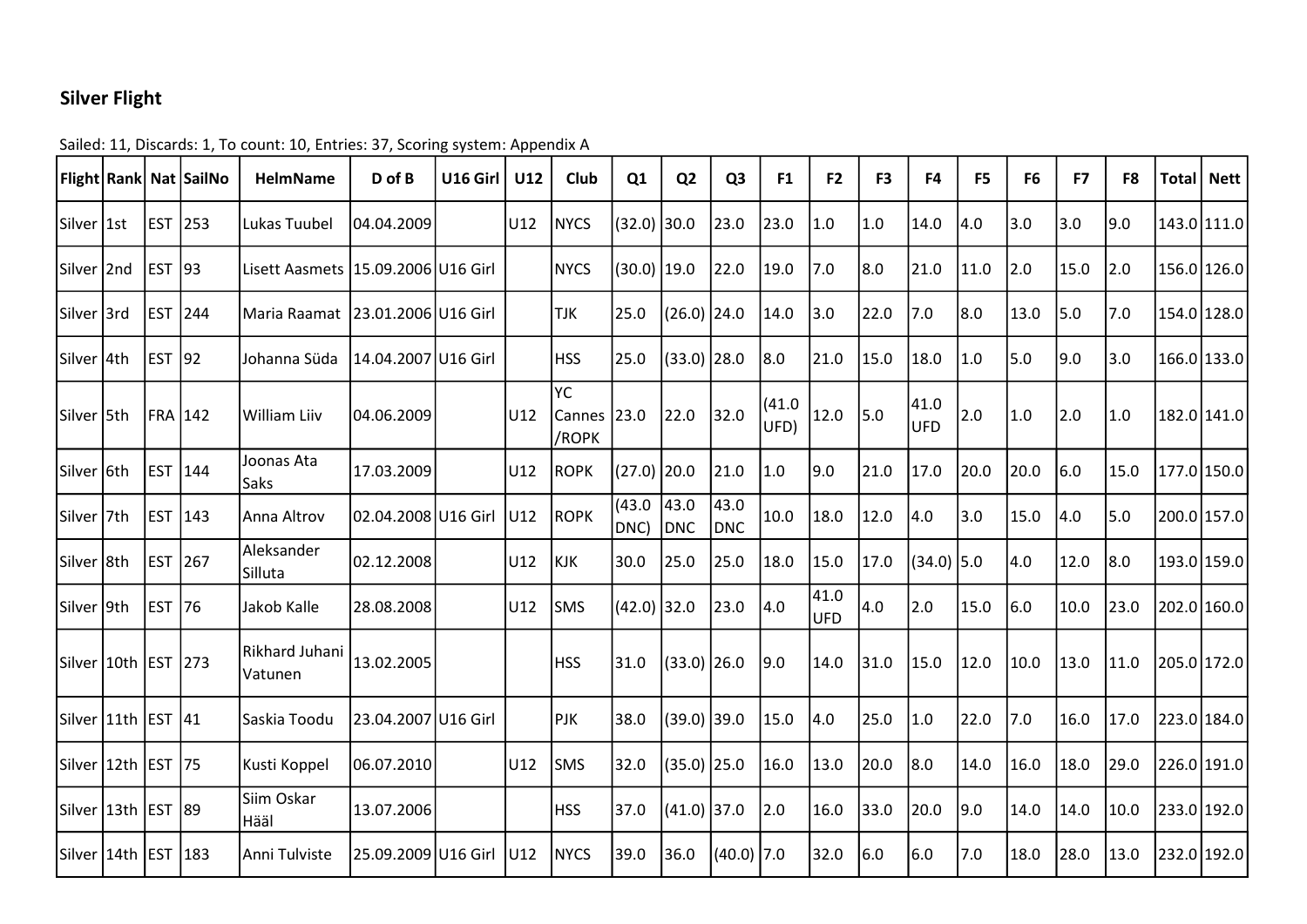### Silver Flight

Sailed: 11, Discards: 1, To count: 10, Entries: 37, Scoring system: Appendix A

| Flight | Rank | Nat | SailNo | HelmName | D of B | U16 Girl | U12 | Club | Q1 | Q2 | Q3 | F1 | F2 | F3 | F4 | F5 | F6 | F7 | F8 | Total | Nett |
|---|---|---|---|---|---|---|---|---|---|---|---|---|---|---|---|---|---|---|---|---|---|
| Silver | 1st | EST | 253 | Lukas Tuubel | 04.04.2009 | | U12 | NYCS | (32.0) | 30.0 | 23.0 | 23.0 | 1.0 | 1.0 | 14.0 | 4.0 | 3.0 | 3.0 | 9.0 | 143.0 | 111.0 |
| Silver | 2nd | EST | 93 | Lisett Aasmets | 15.09.2006 | U16 Girl | | NYCS | (30.0) | 19.0 | 22.0 | 19.0 | 7.0 | 8.0 | 21.0 | 11.0 | 2.0 | 15.0 | 2.0 | 156.0 | 126.0 |
| Silver | 3rd | EST | 244 | Maria Raamat | 23.01.2006 | U16 Girl | | TJK | 25.0 | (26.0) | 24.0 | 14.0 | 3.0 | 22.0 | 7.0 | 8.0 | 13.0 | 5.0 | 7.0 | 154.0 | 128.0 |
| Silver | 4th | EST | 92 | Johanna Süda | 14.04.2007 | U16 Girl | | HSS | 25.0 | (33.0) | 28.0 | 8.0 | 21.0 | 15.0 | 18.0 | 1.0 | 5.0 | 9.0 | 3.0 | 166.0 | 133.0 |
| Silver | 5th | FRA | 142 | William Liiv | 04.06.2009 | | U12 | YC Cannes /ROPK | 23.0 | 22.0 | 32.0 | (41.0 UFD) | 12.0 | 5.0 | 41.0 UFD | 2.0 | 1.0 | 2.0 | 1.0 | 182.0 | 141.0 |
| Silver | 6th | EST | 144 | Joonas Ata Saks | 17.03.2009 | | U12 | ROPK | (27.0) | 20.0 | 21.0 | 1.0 | 9.0 | 21.0 | 17.0 | 20.0 | 20.0 | 6.0 | 15.0 | 177.0 | 150.0 |
| Silver | 7th | EST | 143 | Anna Altrov | 02.04.2008 | U16 Girl | U12 | ROPK | (43.0 DNC) | 43.0 DNC | 43.0 DNC | 10.0 | 18.0 | 12.0 | 4.0 | 3.0 | 15.0 | 4.0 | 5.0 | 200.0 | 157.0 |
| Silver | 8th | EST | 267 | Aleksander Silluta | 02.12.2008 | | U12 | KJK | 30.0 | 25.0 | 25.0 | 18.0 | 15.0 | 17.0 | (34.0) | 5.0 | 4.0 | 12.0 | 8.0 | 193.0 | 159.0 |
| Silver | 9th | EST | 76 | Jakob Kalle | 28.08.2008 | | U12 | SMS | (42.0) | 32.0 | 23.0 | 4.0 | 41.0 UFD | 4.0 | 2.0 | 15.0 | 6.0 | 10.0 | 23.0 | 202.0 | 160.0 |
| Silver | 10th | EST | 273 | Rikhard Juhani Vatunen | 13.02.2005 | | | HSS | 31.0 | (33.0) | 26.0 | 9.0 | 14.0 | 31.0 | 15.0 | 12.0 | 10.0 | 13.0 | 11.0 | 205.0 | 172.0 |
| Silver | 11th | EST | 41 | Saskia Toodu | 23.04.2007 | U16 Girl | | PJK | 38.0 | (39.0) | 39.0 | 15.0 | 4.0 | 25.0 | 1.0 | 22.0 | 7.0 | 16.0 | 17.0 | 223.0 | 184.0 |
| Silver | 12th | EST | 75 | Kusti Koppel | 06.07.2010 | | U12 | SMS | 32.0 | (35.0) | 25.0 | 16.0 | 13.0 | 20.0 | 8.0 | 14.0 | 16.0 | 18.0 | 29.0 | 226.0 | 191.0 |
| Silver | 13th | EST | 89 | Siim Oskar Hääl | 13.07.2006 | | | HSS | 37.0 | (41.0) | 37.0 | 2.0 | 16.0 | 33.0 | 20.0 | 9.0 | 14.0 | 14.0 | 10.0 | 233.0 | 192.0 |
| Silver | 14th | EST | 183 | Anni Tulviste | 25.09.2009 | U16 Girl | U12 | NYCS | 39.0 | 36.0 | (40.0) | 7.0 | 32.0 | 6.0 | 6.0 | 7.0 | 18.0 | 28.0 | 13.0 | 232.0 | 192.0 |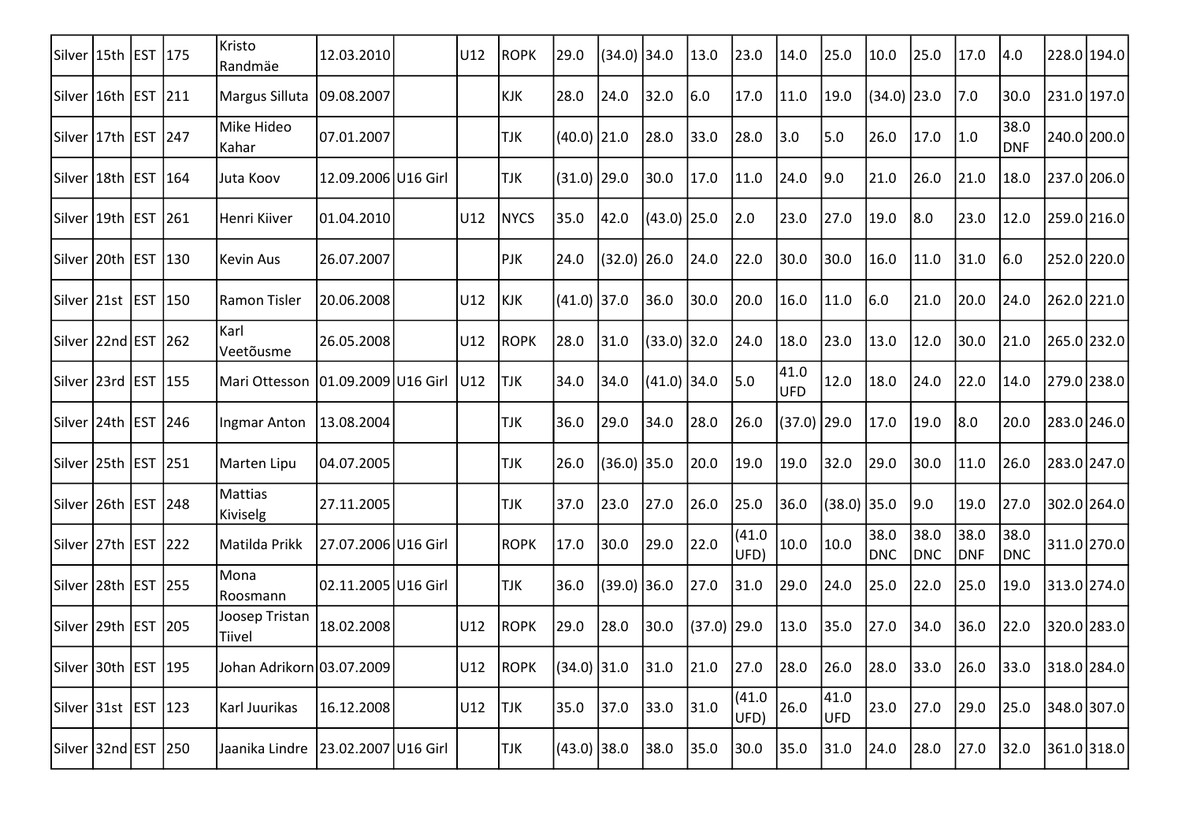| Silver | 15th | EST | 175 | Kristo Randmäe | 12.03.2010 | | U12 | ROPK | 29.0 | (34.0) | 34.0 | 13.0 | 23.0 | 14.0 | 25.0 | 10.0 | 25.0 | 17.0 | 4.0 | 228.0 | 194.0 |
|---|---|---|---|---|---|---|---|---|---|---|---|---|---|---|---|---|---|---|---|---|---|
| Silver | 16th | EST | 211 | Margus Silluta | 09.08.2007 | | | KJK | 28.0 | 24.0 | 32.0 | 6.0 | 17.0 | 11.0 | 19.0 | (34.0) | 23.0 | 7.0 | 30.0 | 231.0 | 197.0 |
| Silver | 17th | EST | 247 | Mike Hideo Kahar | 07.01.2007 | | | TJK | (40.0) | 21.0 | 28.0 | 33.0 | 28.0 | 3.0 | 5.0 | 26.0 | 17.0 | 1.0 | 38.0 DNF | 240.0 | 200.0 |
| Silver | 18th | EST | 164 | Juta Koov | 12.09.2006 | U16 Girl | | TJK | (31.0) | 29.0 | 30.0 | 17.0 | 11.0 | 24.0 | 9.0 | 21.0 | 26.0 | 21.0 | 18.0 | 237.0 | 206.0 |
| Silver | 19th | EST | 261 | Henri Kiiver | 01.04.2010 | | U12 | NYCS | 35.0 | 42.0 | (43.0) | 25.0 | 2.0 | 23.0 | 27.0 | 19.0 | 8.0 | 23.0 | 12.0 | 259.0 | 216.0 |
| Silver | 20th | EST | 130 | Kevin Aus | 26.07.2007 | | | PJK | 24.0 | (32.0) | 26.0 | 24.0 | 22.0 | 30.0 | 30.0 | 16.0 | 11.0 | 31.0 | 6.0 | 252.0 | 220.0 |
| Silver | 21st | EST | 150 | Ramon Tisler | 20.06.2008 | | U12 | KJK | (41.0) | 37.0 | 36.0 | 30.0 | 20.0 | 16.0 | 11.0 | 6.0 | 21.0 | 20.0 | 24.0 | 262.0 | 221.0 |
| Silver | 22nd | EST | 262 | Karl Veetõusme | 26.05.2008 | | U12 | ROPK | 28.0 | 31.0 | (33.0) | 32.0 | 24.0 | 18.0 | 23.0 | 13.0 | 12.0 | 30.0 | 21.0 | 265.0 | 232.0 |
| Silver | 23rd | EST | 155 | Mari Ottesson | 01.09.2009 | U16 Girl | U12 | TJK | 34.0 | 34.0 | (41.0) | 34.0 | 5.0 | 41.0 UFD | 12.0 | 18.0 | 24.0 | 22.0 | 14.0 | 279.0 | 238.0 |
| Silver | 24th | EST | 246 | Ingmar Anton | 13.08.2004 | | | TJK | 36.0 | 29.0 | 34.0 | 28.0 | 26.0 | (37.0) | 29.0 | 17.0 | 19.0 | 8.0 | 20.0 | 283.0 | 246.0 |
| Silver | 25th | EST | 251 | Marten Lipu | 04.07.2005 | | | TJK | 26.0 | (36.0) | 35.0 | 20.0 | 19.0 | 19.0 | 32.0 | 29.0 | 30.0 | 11.0 | 26.0 | 283.0 | 247.0 |
| Silver | 26th | EST | 248 | Mattias Kiviselg | 27.11.2005 | | | TJK | 37.0 | 23.0 | 27.0 | 26.0 | 25.0 | 36.0 | (38.0) | 35.0 | 9.0 | 19.0 | 27.0 | 302.0 | 264.0 |
| Silver | 27th | EST | 222 | Matilda Prikk | 27.07.2006 | U16 Girl | | ROPK | 17.0 | 30.0 | 29.0 | 22.0 | (41.0 UFD) | 10.0 | 10.0 | 38.0 DNC | 38.0 DNC | 38.0 DNF | 38.0 DNC | 311.0 | 270.0 |
| Silver | 28th | EST | 255 | Mona Roosmann | 02.11.2005 | U16 Girl | | TJK | 36.0 | (39.0) | 36.0 | 27.0 | 31.0 | 29.0 | 24.0 | 25.0 | 22.0 | 25.0 | 19.0 | 313.0 | 274.0 |
| Silver | 29th | EST | 205 | Joosep Tristan Tiivel | 18.02.2008 | | U12 | ROPK | 29.0 | 28.0 | 30.0 | (37.0) | 29.0 | 13.0 | 35.0 | 27.0 | 34.0 | 36.0 | 22.0 | 320.0 | 283.0 |
| Silver | 30th | EST | 195 | Johan Adrikorn | 03.07.2009 | | U12 | ROPK | (34.0) | 31.0 | 31.0 | 21.0 | 27.0 | 28.0 | 26.0 | 28.0 | 33.0 | 26.0 | 33.0 | 318.0 | 284.0 |
| Silver | 31st | EST | 123 | Karl Juurikas | 16.12.2008 | | U12 | TJK | 35.0 | 37.0 | 33.0 | 31.0 | (41.0 UFD) | 26.0 | 41.0 UFD | 23.0 | 27.0 | 29.0 | 25.0 | 348.0 | 307.0 |
| Silver | 32nd | EST | 250 | Jaanika Lindre | 23.02.2007 | U16 Girl | | TJK | (43.0) | 38.0 | 38.0 | 35.0 | 30.0 | 35.0 | 31.0 | 24.0 | 28.0 | 27.0 | 32.0 | 361.0 | 318.0 |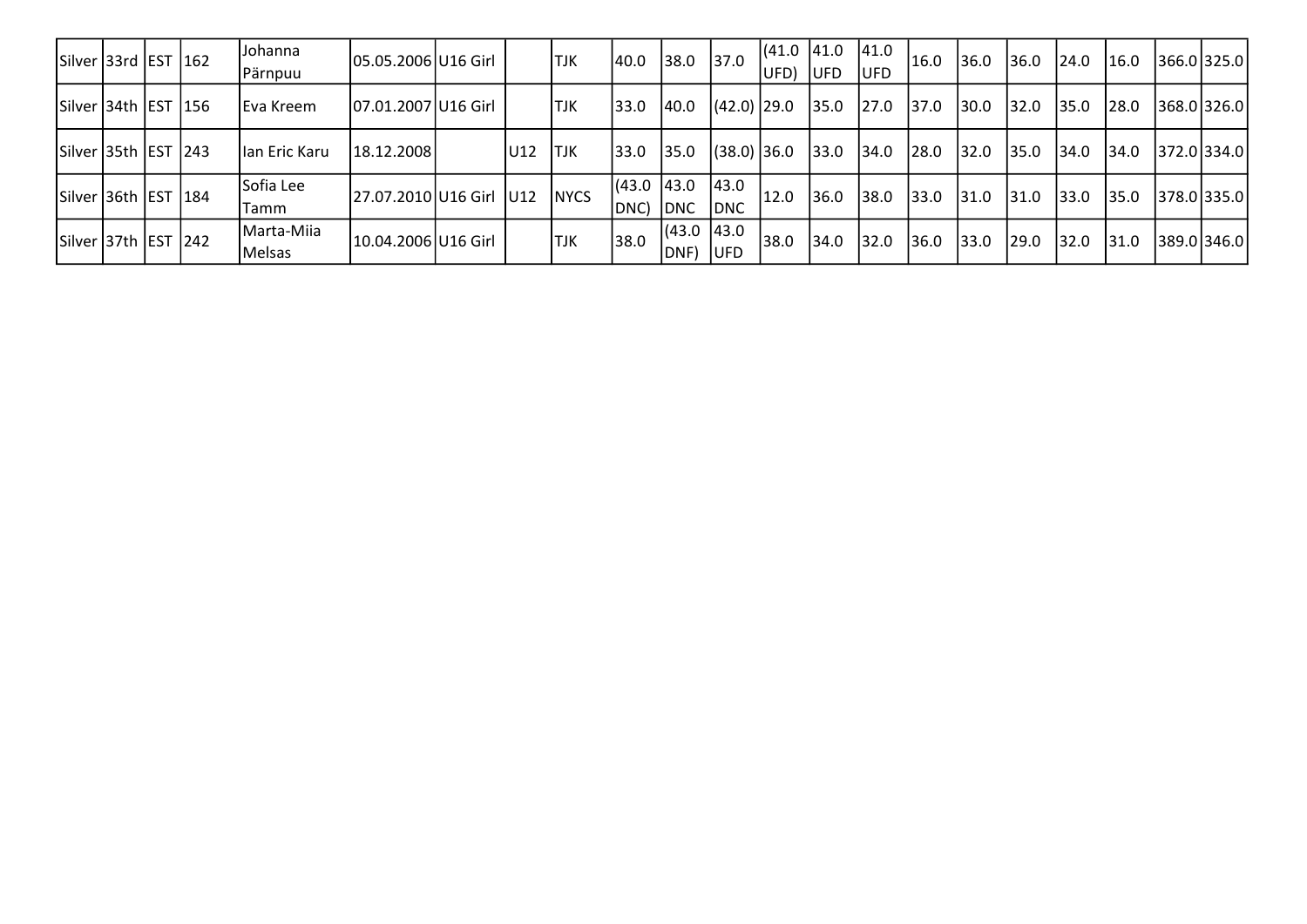| | | | | | | | | | | | | | | | | | | | | | | | |
|---|---|---|---|---|---|---|---|---|---|---|---|---|---|---|---|---|---|---|---|---|---|---|---|
| Silver | 33rd | EST | 162 | Johanna Pärnpuu | 05.05.2006 | U16 Girl | | TJK | 40.0 | 38.0 | 37.0 | (41.0 UFD) | 41.0 UFD | 41.0 UFD | 16.0 | 36.0 | 36.0 | 24.0 | 16.0 | 366.0 | 325.0 |
| Silver | 34th | EST | 156 | Eva Kreem | 07.01.2007 | U16 Girl | | TJK | 33.0 | 40.0 | (42.0) | 29.0 | 35.0 | 27.0 | 37.0 | 30.0 | 32.0 | 35.0 | 28.0 | 368.0 | 326.0 |
| Silver | 35th | EST | 243 | Ian Eric Karu | 18.12.2008 | | U12 | TJK | 33.0 | 35.0 | (38.0) | 36.0 | 33.0 | 34.0 | 28.0 | 32.0 | 35.0 | 34.0 | 34.0 | 372.0 | 334.0 |
| Silver | 36th | EST | 184 | Sofia Lee Tamm | 27.07.2010 | U16 Girl | U12 | NYCS | (43.0 DNC) | 43.0 DNC | 43.0 DNC | 12.0 | 36.0 | 38.0 | 33.0 | 31.0 | 31.0 | 33.0 | 35.0 | 378.0 | 335.0 |
| Silver | 37th | EST | 242 | Marta-Miia Melsas | 10.04.2006 | U16 Girl | | TJK | 38.0 | (43.0 DNF) | 43.0 UFD | 38.0 | 34.0 | 32.0 | 36.0 | 33.0 | 29.0 | 32.0 | 31.0 | 389.0 | 346.0 |